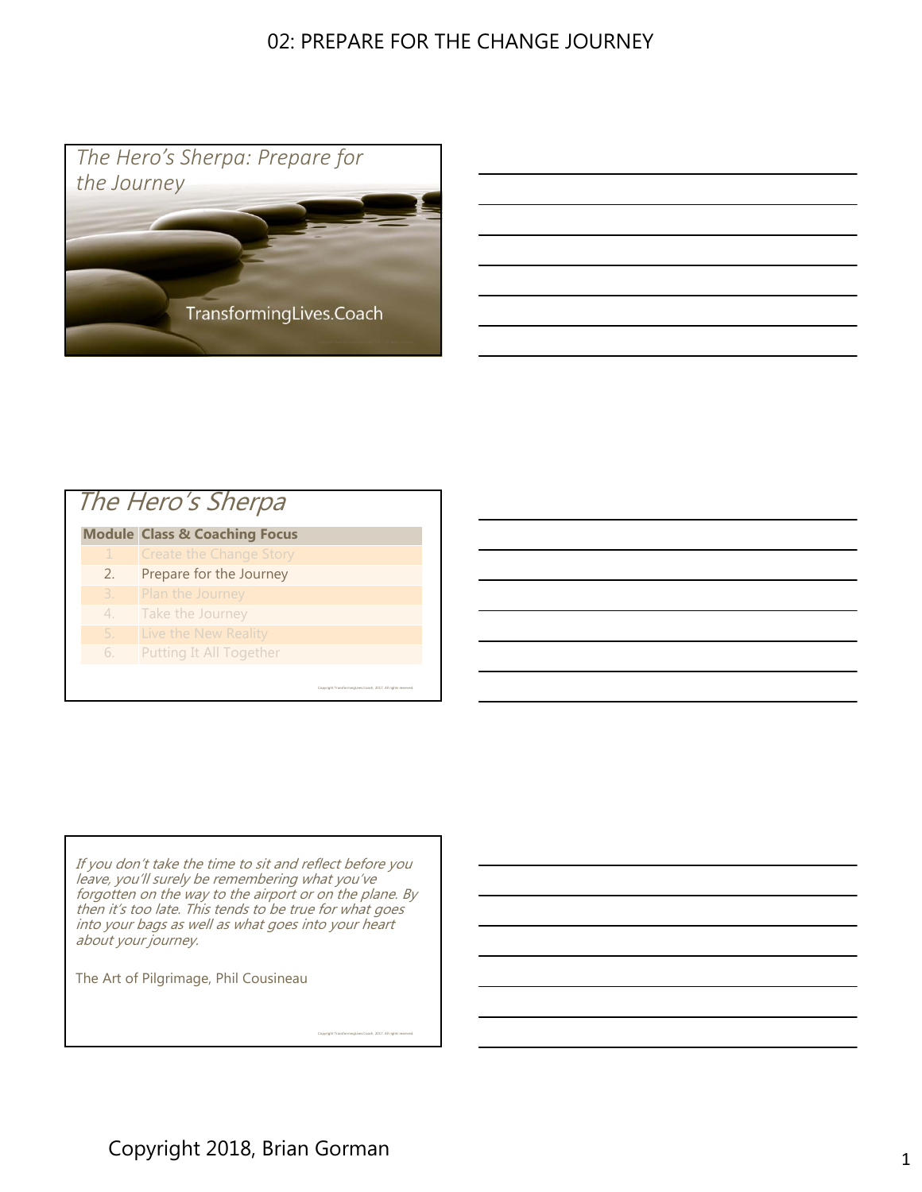# 02: PREPARE FOR THE CHANGE JOURNEY

## The Hero's Sherpa: Prepare for the Journey

TransformingLives.Coach

## The Hero's Sherpa

| Module | Class & Coaching Focus |
| --- | --- |
| 1 | Create the Change Story |
| 2. | Prepare for the Journey |
| 3. | Plan the Journey |
| 4. | Take the Journey |
| 5. | Live the New Reality |
| 6. | Putting It All Together |

Copyright TransformingLives.Coach, 2017. All rights reserved.

*If you don't take the time to sit and reflect before you leave, you'll surely be remembering what you've forgotten on the way to the airport or on the plane. By then it's too late. This tends to be true for what goes into your bags as well as what goes into your heart about your journey.*

The Art of Pilgrimage, Phil Cousineau

Copyright TransformingLives.Coach, 2017. All rights reserved.

Copyright 2018, Brian Gorman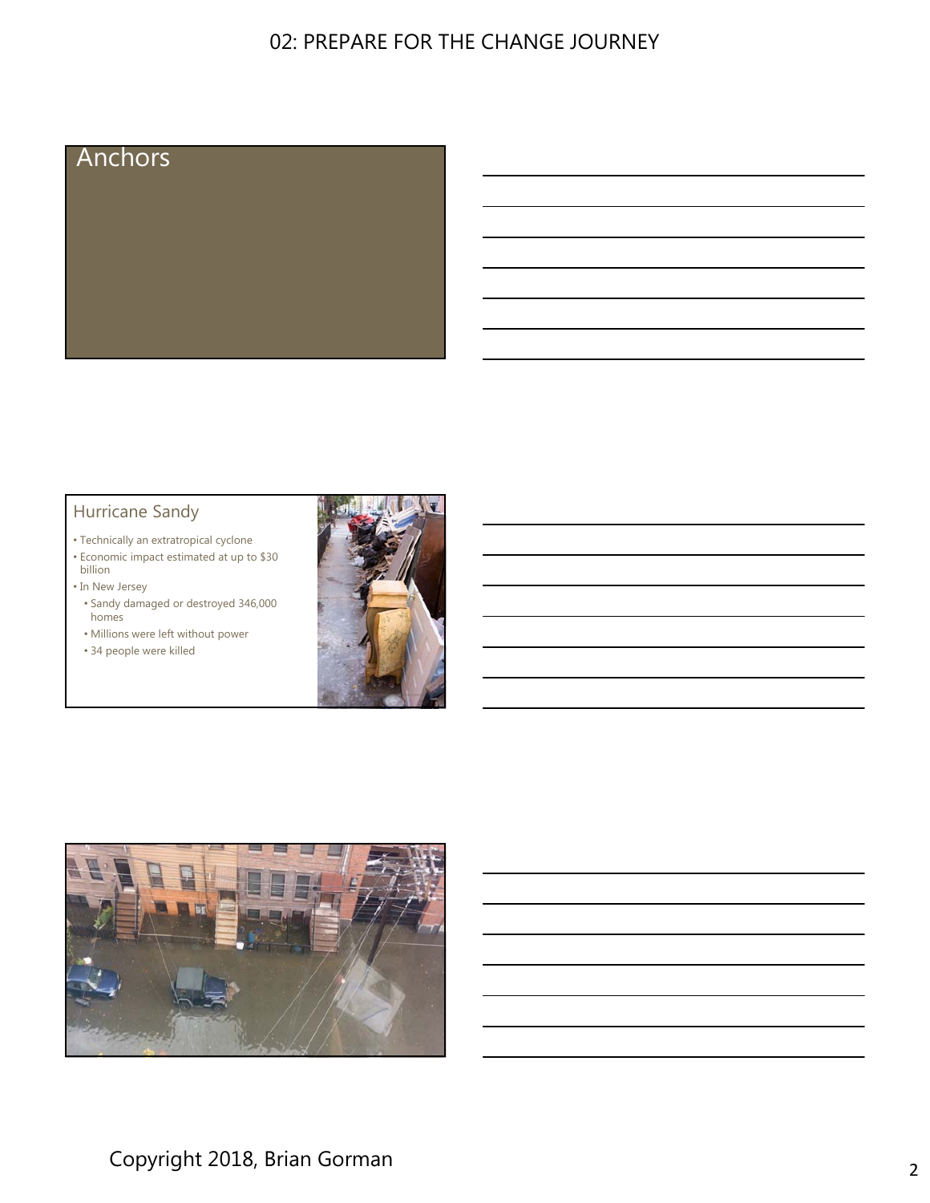## Anchors

## Hurricane Sandy

- Technically an extratropical cyclone
- Economic impact estimated at up to $30 billion
- In New Jersey
  - Sandy damaged or destroyed 346,000 homes
  - Millions were left without power
  - 34 people were killed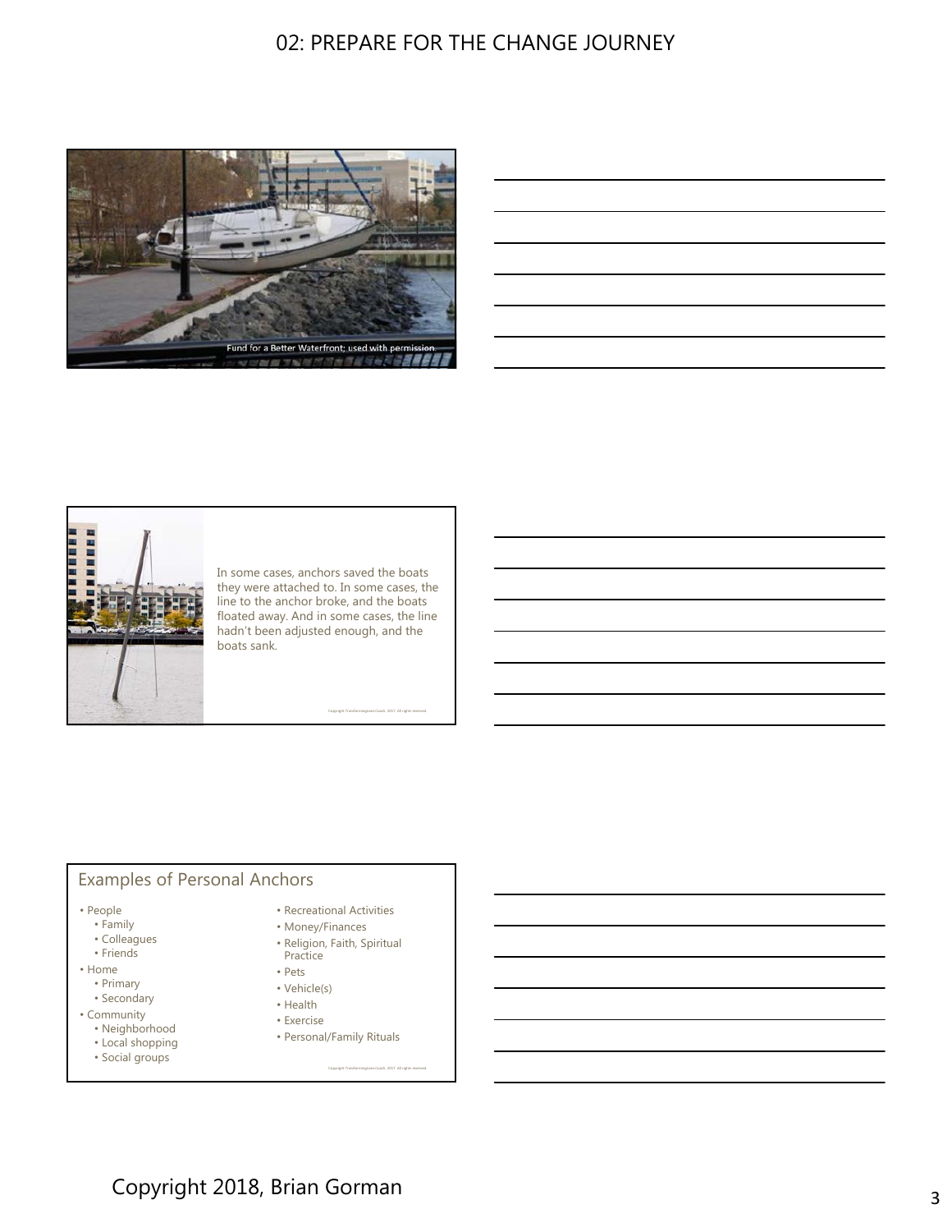# 02: PREPARE FOR THE CHANGE JOURNEY

Fund for a Better Waterfront; used with permission.

In some cases, anchors saved the boats they were attached to. In some cases, the line to the anchor broke, and the boats floated away. And in some cases, the line hadn't been adjusted enough, and the boats sank.

## Examples of Personal Anchors

- People
  - Family
  - Colleagues
  - Friends
- Home
  - Primary
  - Secondary
- Community
  - Neighborhood
  - Local shopping
  - Social groups
- Recreational Activities
- Money/Finances
- Religion, Faith, Spiritual Practice
- Pets
- Vehicle(s)
- Health
- Exercise
- Personal/Family Rituals

Copyright 2018, Brian Gorman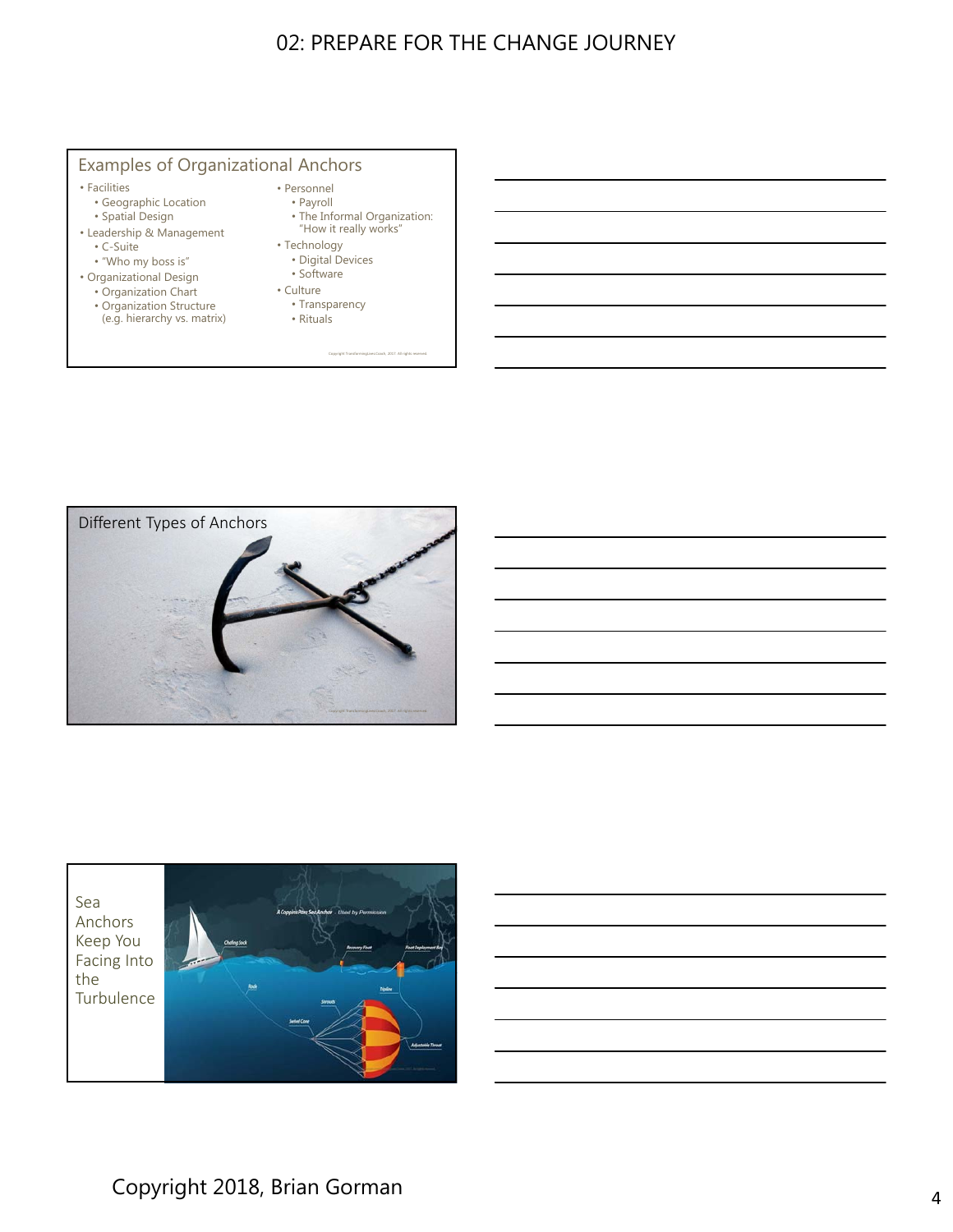## Examples of Organizational Anchors

- Facilities
  - Geographic Location
  - Spatial Design
- Leadership & Management
  - C-Suite
  - "Who my boss is"
- Organizational Design
  - Organization Chart
  - Organization Structure (e.g. hierarchy vs. matrix)
- Personnel
  - Payroll
  - The Informal Organization: "How it really works"
- Technology
  - Digital Devices
  - Software
- Culture
  - Transparency
  - Rituals

## Different Types of Anchors

## Sea Anchors Keep You Facing Into the Turbulence

Copyright 2018, Brian Gorman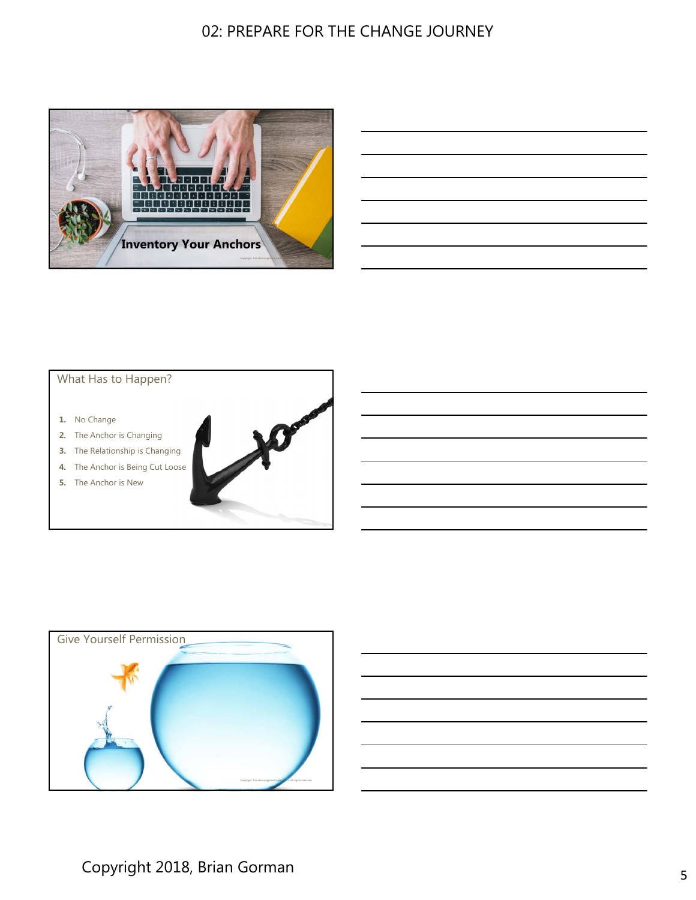## Inventory Your Anchors

## What Has to Happen?

1. No Change
2. The Anchor is Changing
3. The Relationship is Changing
4. The Anchor is Being Cut Loose
5. The Anchor is New

## Give Yourself Permission

Copyright 2018, Brian Gorman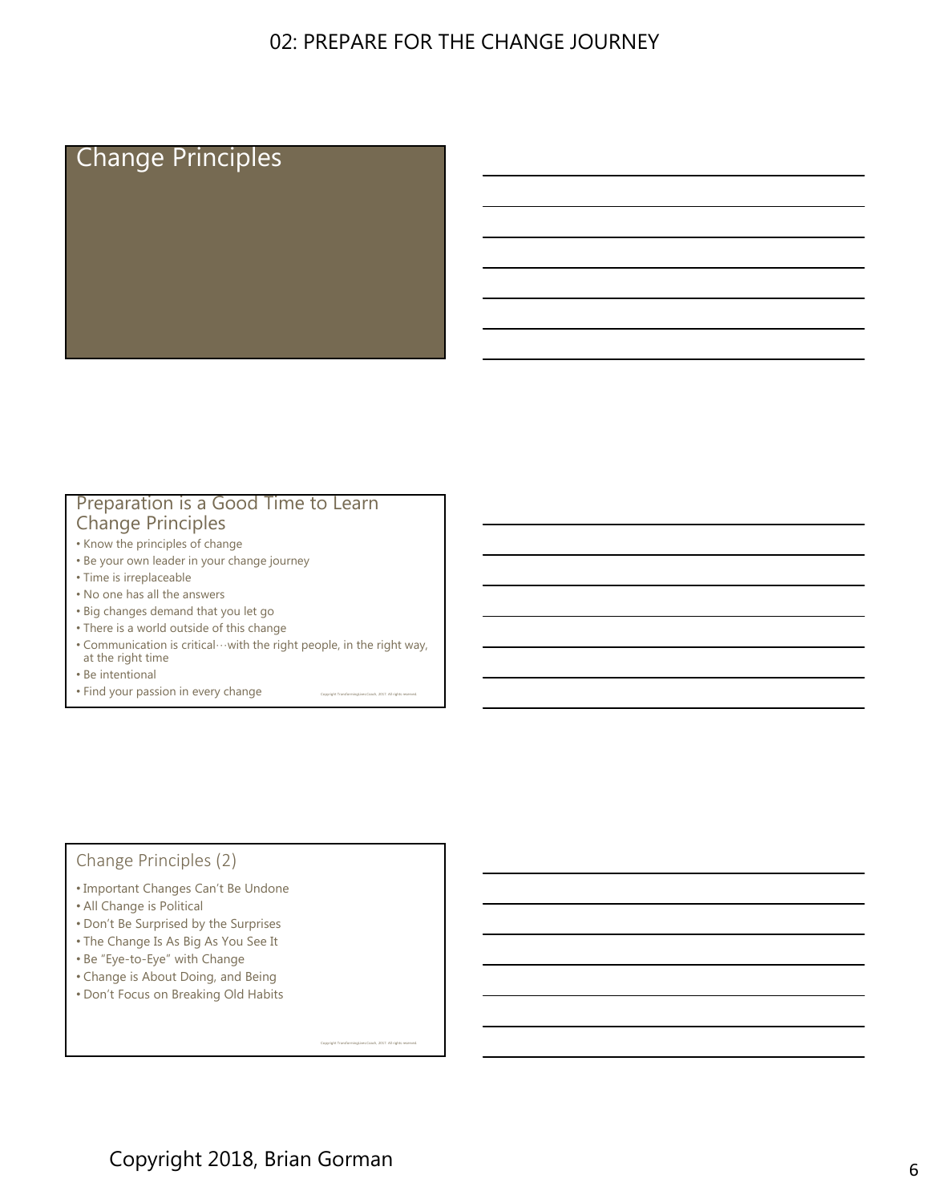## Change Principles

## Preparation is a Good Time to Learn Change Principles

- Know the principles of change
- Be your own leader in your change journey
- Time is irreplaceable
- No one has all the answers
- Big changes demand that you let go
- There is a world outside of this change
- Communication is critical…with the right people, in the right way, at the right time
- Be intentional
- Find your passion in every change

## Change Principles (2)

- Important Changes Can't Be Undone
- All Change is Political
- Don't Be Surprised by the Surprises
- The Change Is As Big As You See It
- Be "Eye-to-Eye" with Change
- Change is About Doing, and Being
- Don't Focus on Breaking Old Habits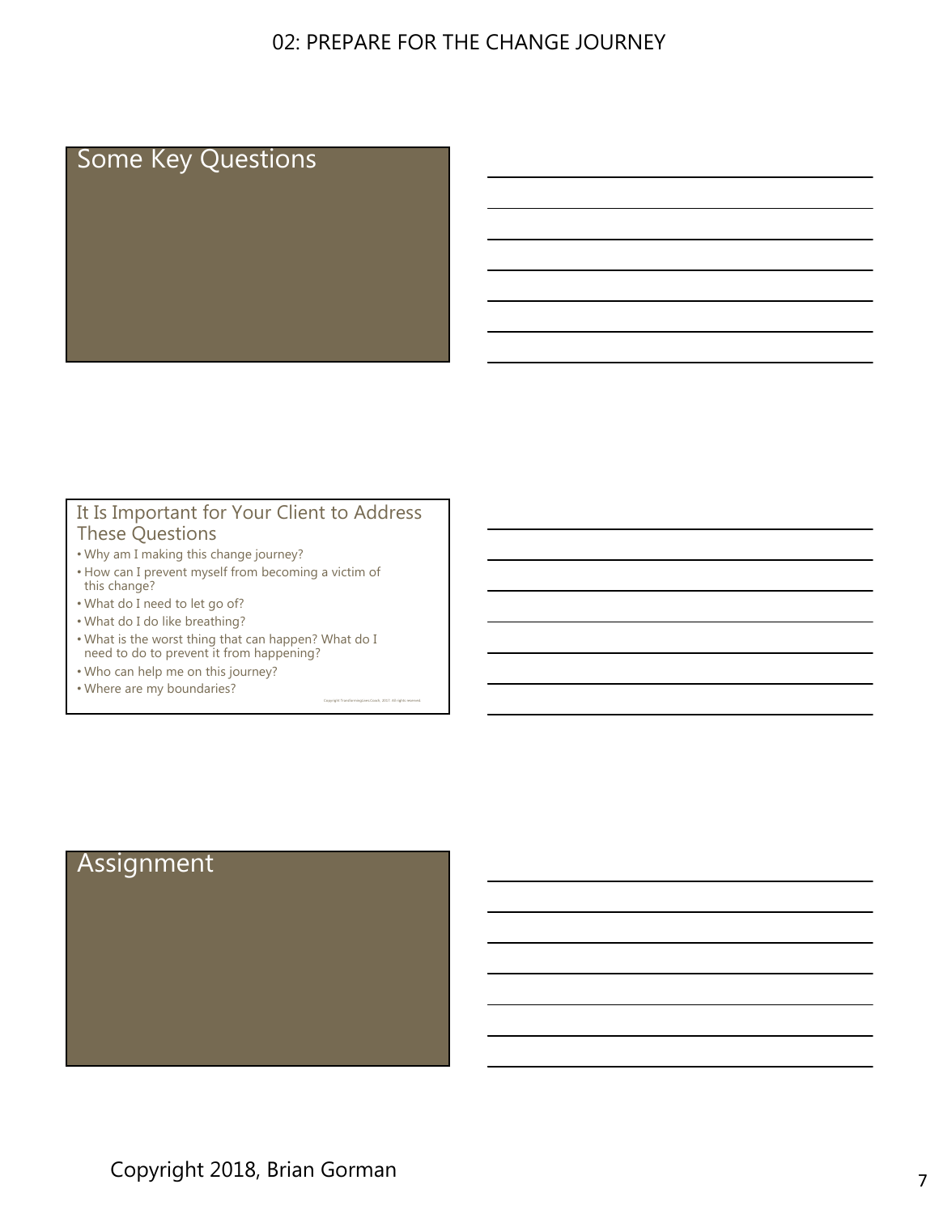## Some Key Questions

## It Is Important for Your Client to Address These Questions

- Why am I making this change journey?
- How can I prevent myself from becoming a victim of this change?
- What do I need to let go of?
- What do I do like breathing?
- What is the worst thing that can happen? What do I need to do to prevent it from happening?
- Who can help me on this journey?
- Where are my boundaries?

## Assignment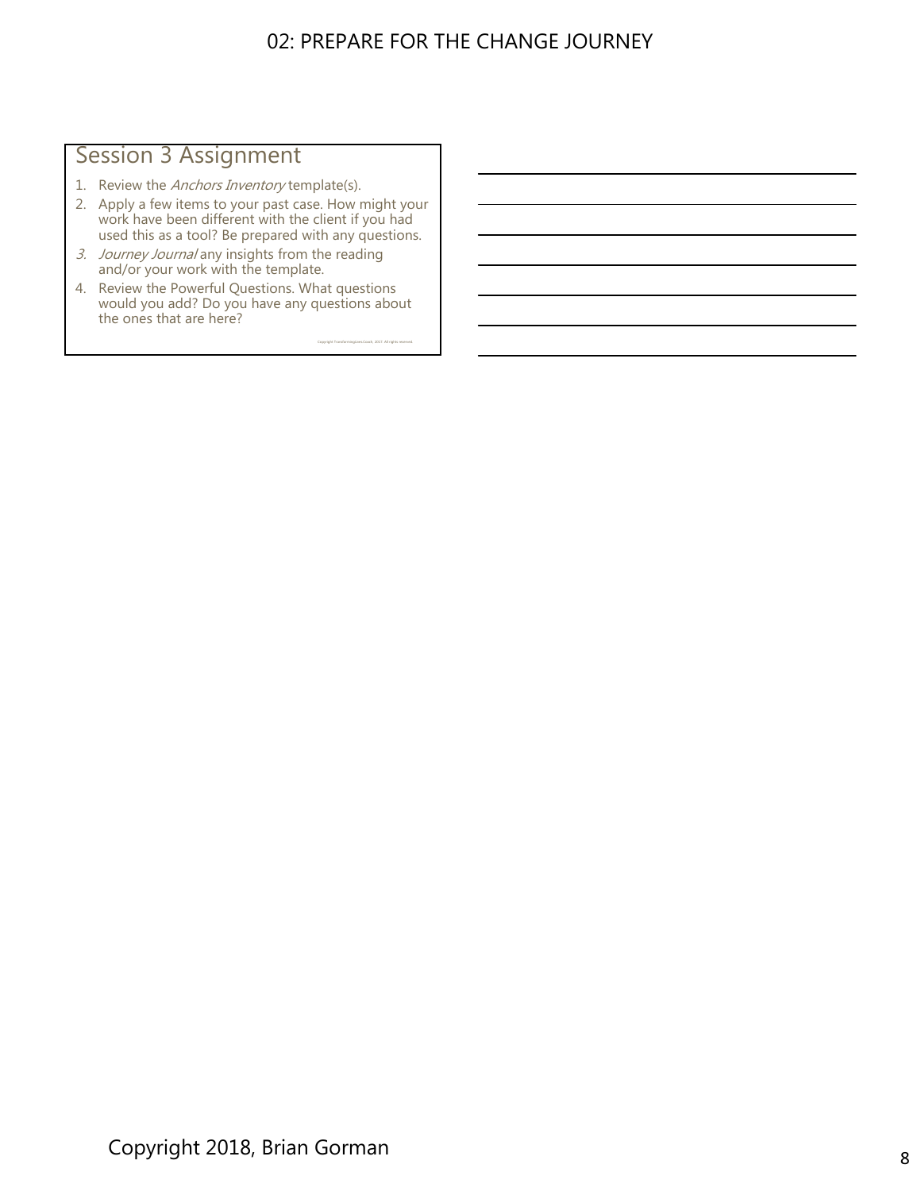## Session 3 Assignment

1. Review the *Anchors Inventory* template(s).
2. Apply a few items to your past case. How might your work have been different with the client if you had used this as a tool? Be prepared with any questions.
3. *Journey Journal* any insights from the reading and/or your work with the template.
4. Review the Powerful Questions. What questions would you add? Do you have any questions about the ones that are here?